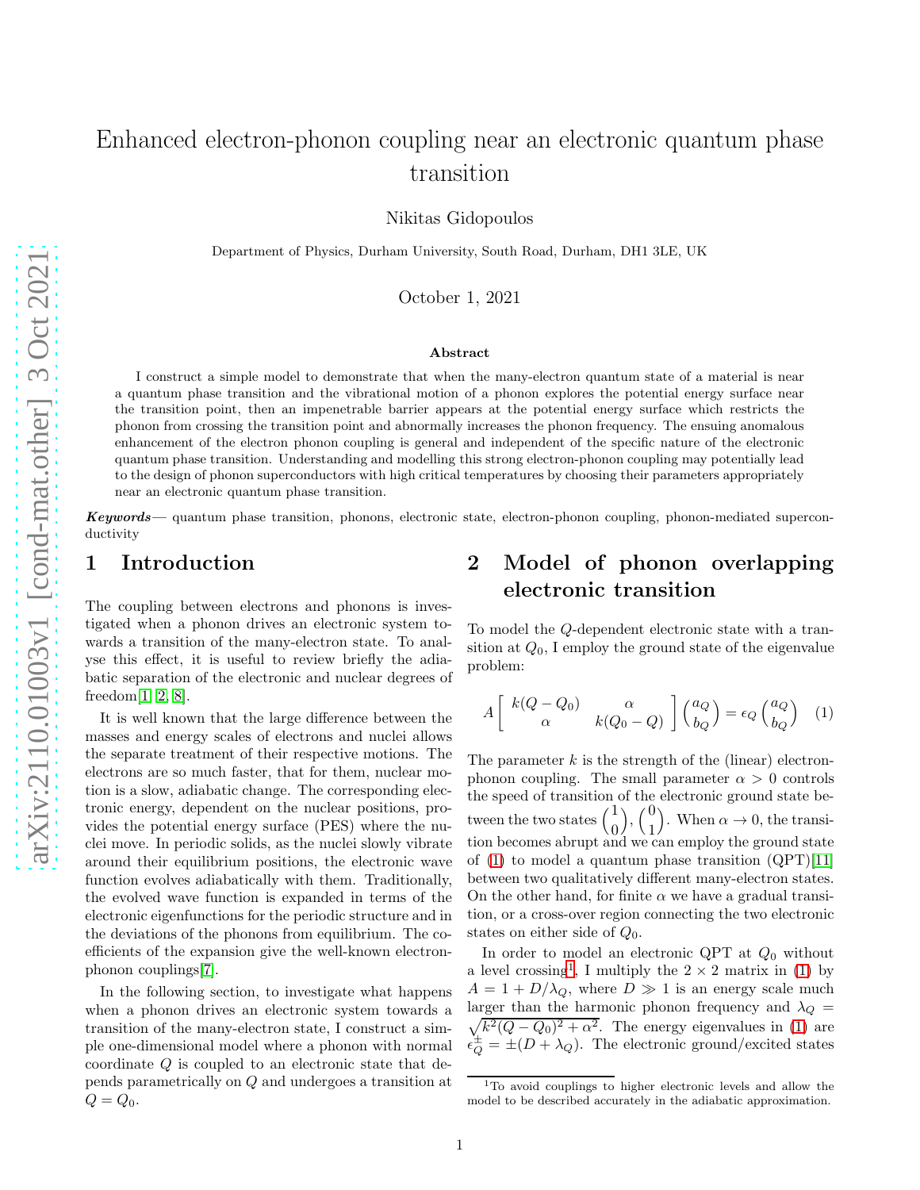# Enhanced electron-phonon coupling near an electronic quantum phase transition

Nikitas Gidopoulos

Department of Physics, Durham University, South Road, Durham, DH1 3LE, UK

October 1, 2021

### Abstract

I construct a simple model to demonstrate that when the many-electron quantum state of a material is near a quantum phase transition and the vibrational motion of a phonon explores the potential energy surface near the transition point, then an impenetrable barrier appears at the potential energy surface which restricts the phonon from crossing the transition point and abnormally increases the phonon frequency. The ensuing anomalous enhancement of the electron phonon coupling is general and independent of the specific nature of the electronic quantum phase transition. Understanding and modelling this strong electron-phonon coupling may potentially lead to the design of phonon superconductors with high critical temperatures by choosing their parameters appropriately near an electronic quantum phase transition.

***Keywords***— quantum phase transition, phonons, electronic state, electron-phonon coupling, phonon-mediated superconductivity

## 1 Introduction

The coupling between electrons and phonons is investigated when a phonon drives an electronic system towards a transition of the many-electron state. To analyse this effect, it is useful to review briefly the adiabatic separation of the electronic and nuclear degrees of freedom[1, 2, 8].

It is well known that the large difference between the masses and energy scales of electrons and nuclei allows the separate treatment of their respective motions. The electrons are so much faster, that for them, nuclear motion is a slow, adiabatic change. The corresponding electronic energy, dependent on the nuclear positions, provides the potential energy surface (PES) where the nuclei move. In periodic solids, as the nuclei slowly vibrate around their equilibrium positions, the electronic wave function evolves adiabatically with them. Traditionally, the evolved wave function is expanded in terms of the electronic eigenfunctions for the periodic structure and in the deviations of the phonons from equilibrium. The coefficients of the expansion give the well-known electron-phonon couplings[7].

In the following section, to investigate what happens when a phonon drives an electronic system towards a transition of the many-electron state, I construct a simple one-dimensional model where a phonon with normal coordinate $Q$ is coupled to an electronic state that depends parametrically on $Q$ and undergoes a transition at $Q = Q_0$.

## 2 Model of phonon overlapping electronic transition

To model the $Q$-dependent electronic state with a transition at $Q_0$, I employ the ground state of the eigenvalue problem:

$$
A \begin{bmatrix} k(Q - Q_0) & \alpha \\ \alpha & k(Q_0 - Q) \end{bmatrix} \begin{pmatrix} a_Q \\ b_Q \end{pmatrix} = \epsilon_Q \begin{pmatrix} a_Q \\ b_Q \end{pmatrix} \quad (1)
$$

The parameter $k$ is the strength of the (linear) electron-phonon coupling. The small parameter $\alpha > 0$ controls the speed of transition of the electronic ground state between the two states $\begin{pmatrix} 1 \\ 0 \end{pmatrix}$, $\begin{pmatrix} 0 \\ 1 \end{pmatrix}$. When $\alpha \to 0$, the transition becomes abrupt and we can employ the ground state of (1) to model a quantum phase transition (QPT)[11] between two qualitatively different many-electron states. On the other hand, for finite $\alpha$ we have a gradual transition, or a cross-over region connecting the two electronic states on either side of $Q_0$.

In order to model an electronic QPT at $Q_0$ without a level crossing[1], I multiply the $2 \times 2$ matrix in (1) by $A = 1 + D/\lambda_Q$, where $D \gg 1$ is an energy scale much larger than the harmonic phonon frequency and $\lambda_Q = \sqrt{k^2(Q - Q_0)^2 + \alpha^2}$. The energy eigenvalues in (1) are $\epsilon_Q^{\pm} = \pm(D + \lambda_Q)$. The electronic ground/excited states

[1] To avoid couplings to higher electronic levels and allow the model to be described accurately in the adiabatic approximation.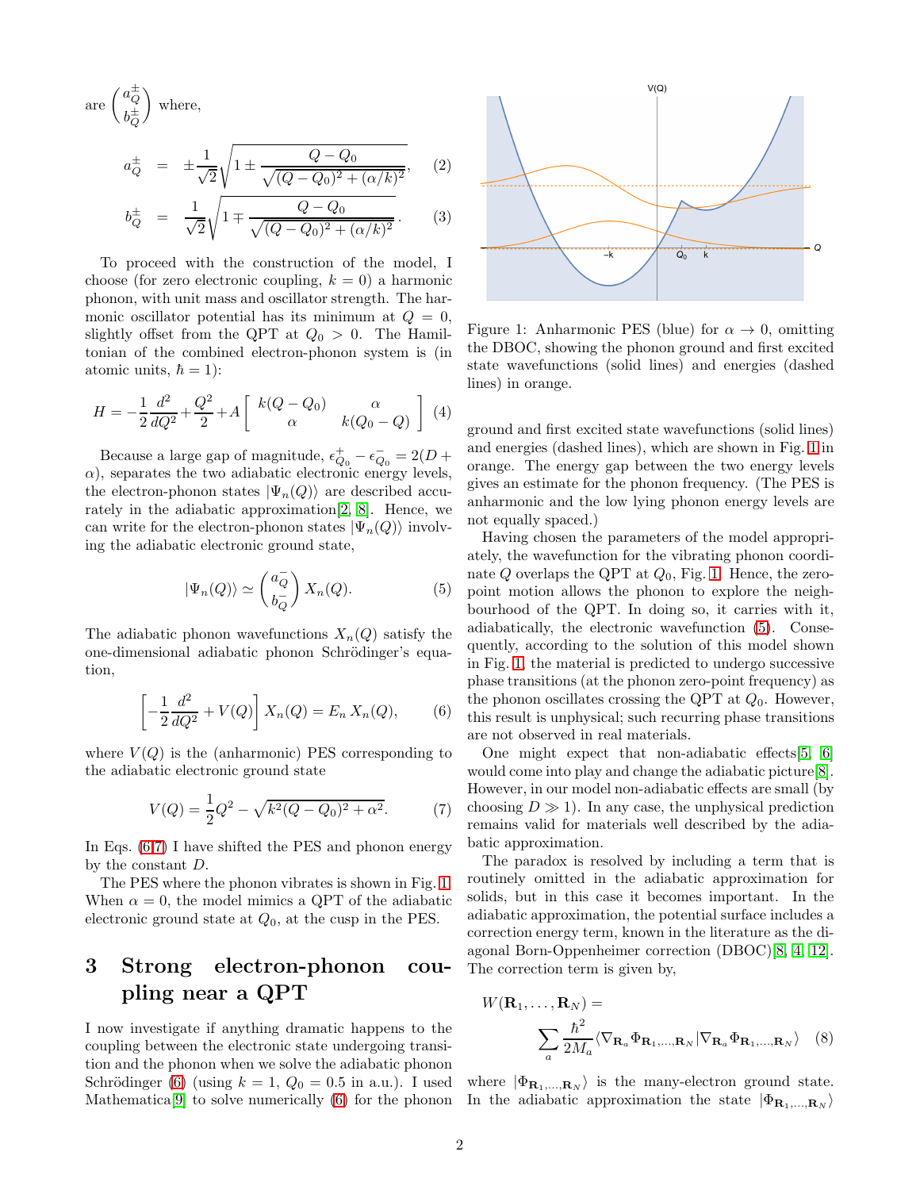are $\begin{pmatrix} a_Q^{\pm} \\ b_Q^{\pm} \end{pmatrix}$ where,

$$a_Q^{\pm} = \pm\frac{1}{\sqrt{2}}\sqrt{1 \pm \frac{Q-Q_0}{\sqrt{(Q-Q_0)^2+(\alpha/k)^2}}}, \quad (2)$$

$$b_Q^{\pm} = \frac{1}{\sqrt{2}}\sqrt{1 \mp \frac{Q-Q_0}{\sqrt{(Q-Q_0)^2+(\alpha/k)^2}}}. \quad (3)$$

To proceed with the construction of the model, I choose (for zero electronic coupling, $k=0$) a harmonic phonon, with unit mass and oscillator strength. The harmonic oscillator potential has its minimum at $Q=0$, slightly offset from the QPT at $Q_0 > 0$. The Hamiltonian of the combined electron-phonon system is (in atomic units, $\hbar = 1$):

$$H = -\frac{1}{2}\frac{d^2}{dQ^2} + \frac{Q^2}{2} + A\begin{bmatrix} k(Q-Q_0) & \alpha \\ \alpha & k(Q_0-Q) \end{bmatrix} \quad (4)$$

Because a large gap of magnitude, $\epsilon^+_{Q_0} - \epsilon^-_{Q_0} = 2(D+\alpha)$, separates the two adiabatic electronic energy levels, the electron-phonon states $|\Psi_n(Q)\rangle$ are described accurately in the adiabatic approximation[2, 8]. Hence, we can write for the electron-phonon states $|\Psi_n(Q)\rangle$ involving the adiabatic electronic ground state,

$$|\Psi_n(Q)\rangle \simeq \begin{pmatrix} a_Q^- \\ b_Q^- \end{pmatrix} X_n(Q). \quad (5)$$

The adiabatic phonon wavefunctions $X_n(Q)$ satisfy the one-dimensional adiabatic phonon Schrödinger's equation,

$$\left[-\frac{1}{2}\frac{d^2}{dQ^2} + V(Q)\right] X_n(Q) = E_n\, X_n(Q), \quad (6)$$

where $V(Q)$ is the (anharmonic) PES corresponding to the adiabatic electronic ground state

$$V(Q) = \frac{1}{2}Q^2 - \sqrt{k^2(Q-Q_0)^2+\alpha^2}. \quad (7)$$

In Eqs. (6,7) I have shifted the PES and phonon energy by the constant $D$.

The PES where the phonon vibrates is shown in Fig. 1. When $\alpha = 0$, the model mimics a QPT of the adiabatic electronic ground state at $Q_0$, at the cusp in the PES.

## 3 Strong electron-phonon coupling near a QPT

I now investigate if anything dramatic happens to the coupling between the electronic state undergoing transition and the phonon when we solve the adiabatic phonon Schrödinger (6) (using $k=1$, $Q_0 = 0.5$ in a.u.). I used Mathematica[9] to solve numerically (6) for the phonon ground and first excited state wavefunctions (solid lines) and energies (dashed lines), which are shown in Fig. 1 in orange. The energy gap between the two energy levels gives an estimate for the phonon frequency. (The PES is anharmonic and the low lying phonon energy levels are not equally spaced.)

Figure 1: Anharmonic PES (blue) for $\alpha \to 0$, omitting the DBOC, showing the phonon ground and first excited state wavefunctions (solid lines) and energies (dashed lines) in orange.

Having chosen the parameters of the model appropriately, the wavefunction for the vibrating phonon coordinate $Q$ overlaps the QPT at $Q_0$, Fig. 1. Hence, the zero-point motion allows the phonon to explore the neighbourhood of the QPT. In doing so, it carries with it, adiabatically, the electronic wavefunction (5). Consequently, according to the solution of this model shown in Fig. 1, the material is predicted to undergo successive phase transitions (at the phonon zero-point frequency) as the phonon oscillates crossing the QPT at $Q_0$. However, this result is unphysical; such recurring phase transitions are not observed in real materials.

One might expect that non-adiabatic effects[5, 6] would come into play and change the adiabatic picture[8]. However, in our model non-adiabatic effects are small (by choosing $D \gg 1$). In any case, the unphysical prediction remains valid for materials well described by the adiabatic approximation.

The paradox is resolved by including a term that is routinely omitted in the adiabatic approximation for solids, but in this case it becomes important. In the adiabatic approximation, the potential surface includes a correction energy term, known in the literature as the diagonal Born-Oppenheimer correction (DBOC)[8, 4, 12]. The correction term is given by,

$$W(\mathbf{R}_1,\ldots,\mathbf{R}_N) = \sum_a \frac{\hbar^2}{2M_a}\langle \nabla_{\mathbf{R}_a}\Phi_{\mathbf{R}_1,\ldots,\mathbf{R}_N} | \nabla_{\mathbf{R}_a}\Phi_{\mathbf{R}_1,\ldots,\mathbf{R}_N}\rangle \quad (8)$$

where $|\Phi_{\mathbf{R}_1,\ldots,\mathbf{R}_N}\rangle$ is the many-electron ground state. In the adiabatic approximation the state $|\Phi_{\mathbf{R}_1,\ldots,\mathbf{R}_N}\rangle$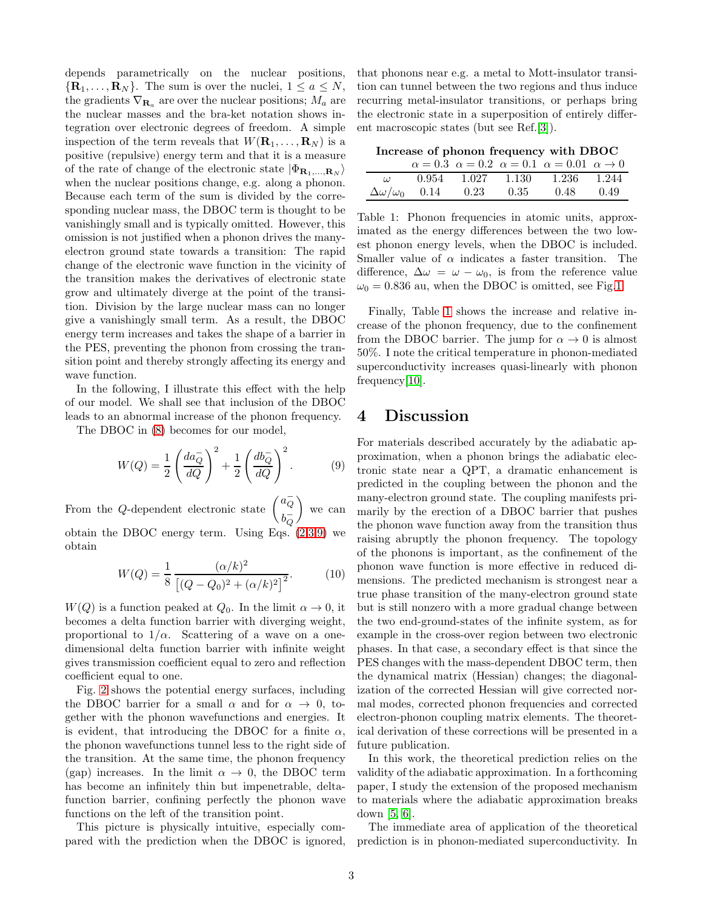depends parametrically on the nuclear positions, $\{\mathbf{R}_1, \ldots, \mathbf{R}_N\}$. The sum is over the nuclei, $1 \le a \le N$, the gradients $\nabla_{\mathbf{R}_a}$ are over the nuclear positions; $M_a$ are the nuclear masses and the bra-ket notation shows integration over electronic degrees of freedom. A simple inspection of the term reveals that $W(\mathbf{R}_1, \ldots, \mathbf{R}_N)$ is a positive (repulsive) energy term and that it is a measure of the rate of change of the electronic state $|\Phi_{\mathbf{R}_1,\ldots,\mathbf{R}_N}\rangle$ when the nuclear positions change, e.g. along a phonon. Because each term of the sum is divided by the corresponding nuclear mass, the DBOC term is thought to be vanishingly small and is typically omitted. However, this omission is not justified when a phonon drives the many-electron ground state towards a transition: The rapid change of the electronic wave function in the vicinity of the transition makes the derivatives of electronic state grow and ultimately diverge at the point of the transition. Division by the large nuclear mass can no longer give a vanishingly small term. As a result, the DBOC energy term increases and takes the shape of a barrier in the PES, preventing the phonon from crossing the transition point and thereby strongly affecting its energy and wave function.

In the following, I illustrate this effect with the help of our model. We shall see that inclusion of the DBOC leads to an abnormal increase of the phonon frequency.

The DBOC in (8) becomes for our model,

$$W(Q) = \frac{1}{2}\left(\frac{da_Q^-}{dQ}\right)^2 + \frac{1}{2}\left(\frac{db_Q^-}{dQ}\right)^2. \tag{9}$$

From the $Q$-dependent electronic state $\begin{pmatrix} a_Q^- \\ b_Q^- \end{pmatrix}$ we can obtain the DBOC energy term. Using Eqs. (2,3,9) we obtain

$$W(Q) = \frac{1}{8}\,\frac{(\alpha/k)^2}{\left[(Q-Q_0)^2 + (\alpha/k)^2\right]^2}. \tag{10}$$

$W(Q)$ is a function peaked at $Q_0$. In the limit $\alpha \to 0$, it becomes a delta function barrier with diverging weight, proportional to $1/\alpha$. Scattering of a wave on a one-dimensional delta function barrier with infinite weight gives transmission coefficient equal to zero and reflection coefficient equal to one.

Fig. 2 shows the potential energy surfaces, including the DBOC barrier for a small $\alpha$ and for $\alpha \to 0$, together with the phonon wavefunctions and energies. It is evident, that introducing the DBOC for a finite $\alpha$, the phonon wavefunctions tunnel less to the right side of the transition. At the same time, the phonon frequency (gap) increases. In the limit $\alpha \to 0$, the DBOC term has become an infinitely thin but impenetrable, delta-function barrier, confining perfectly the phonon wave functions on the left of the transition point.

This picture is physically intuitive, especially compared with the prediction when the DBOC is ignored, that phonons near e.g. a metal to Mott-insulator transition can tunnel between the two regions and thus induce recurring metal-insulator transitions, or perhaps bring the electronic state in a superposition of entirely different macroscopic states (but see Ref.[3]).

**Increase of phonon frequency with DBOC**

| | $\alpha = 0.3$ | $\alpha = 0.2$ | $\alpha = 0.1$ | $\alpha = 0.01$ | $\alpha \to 0$ |
|---|---|---|---|---|---|
| $\omega$ | 0.954 | 1.027 | 1.130 | 1.236 | 1.244 |
| $\Delta\omega/\omega_0$ | 0.14 | 0.23 | 0.35 | 0.48 | 0.49 |

Table 1: Phonon frequencies in atomic units, approximated as the energy differences between the two lowest phonon energy levels, when the DBOC is included. Smaller value of $\alpha$ indicates a faster transition. The difference, $\Delta\omega = \omega - \omega_0$, is from the reference value $\omega_0 = 0.836$ au, when the DBOC is omitted, see Fig.1.

Finally, Table 1 shows the increase and relative increase of the phonon frequency, due to the confinement from the DBOC barrier. The jump for $\alpha \to 0$ is almost 50%. I note the critical temperature in phonon-mediated superconductivity increases quasi-linearly with phonon frequency[10].

# 4 Discussion

For materials described accurately by the adiabatic approximation, when a phonon brings the adiabatic electronic state near a QPT, a dramatic enhancement is predicted in the coupling between the phonon and the many-electron ground state. The coupling manifests primarily by the erection of a DBOC barrier that pushes the phonon wave function away from the transition thus raising abruptly the phonon frequency. The topology of the phonons is important, as the confinement of the phonon wave function is more effective in reduced dimensions. The predicted mechanism is strongest near a true phase transition of the many-electron ground state but is still nonzero with a more gradual change between the two end-ground-states of the infinite system, as for example in the cross-over region between two electronic phases. In that case, a secondary effect is that since the PES changes with the mass-dependent DBOC term, then the dynamical matrix (Hessian) changes; the diagonalization of the corrected Hessian will give corrected normal modes, corrected phonon frequencies and corrected electron-phonon coupling matrix elements. The theoretical derivation of these corrections will be presented in a future publication.

In this work, the theoretical prediction relies on the validity of the adiabatic approximation. In a forthcoming paper, I study the extension of the proposed mechanism to materials where the adiabatic approximation breaks down [5, 6].

The immediate area of application of the theoretical prediction is in phonon-mediated superconductivity. In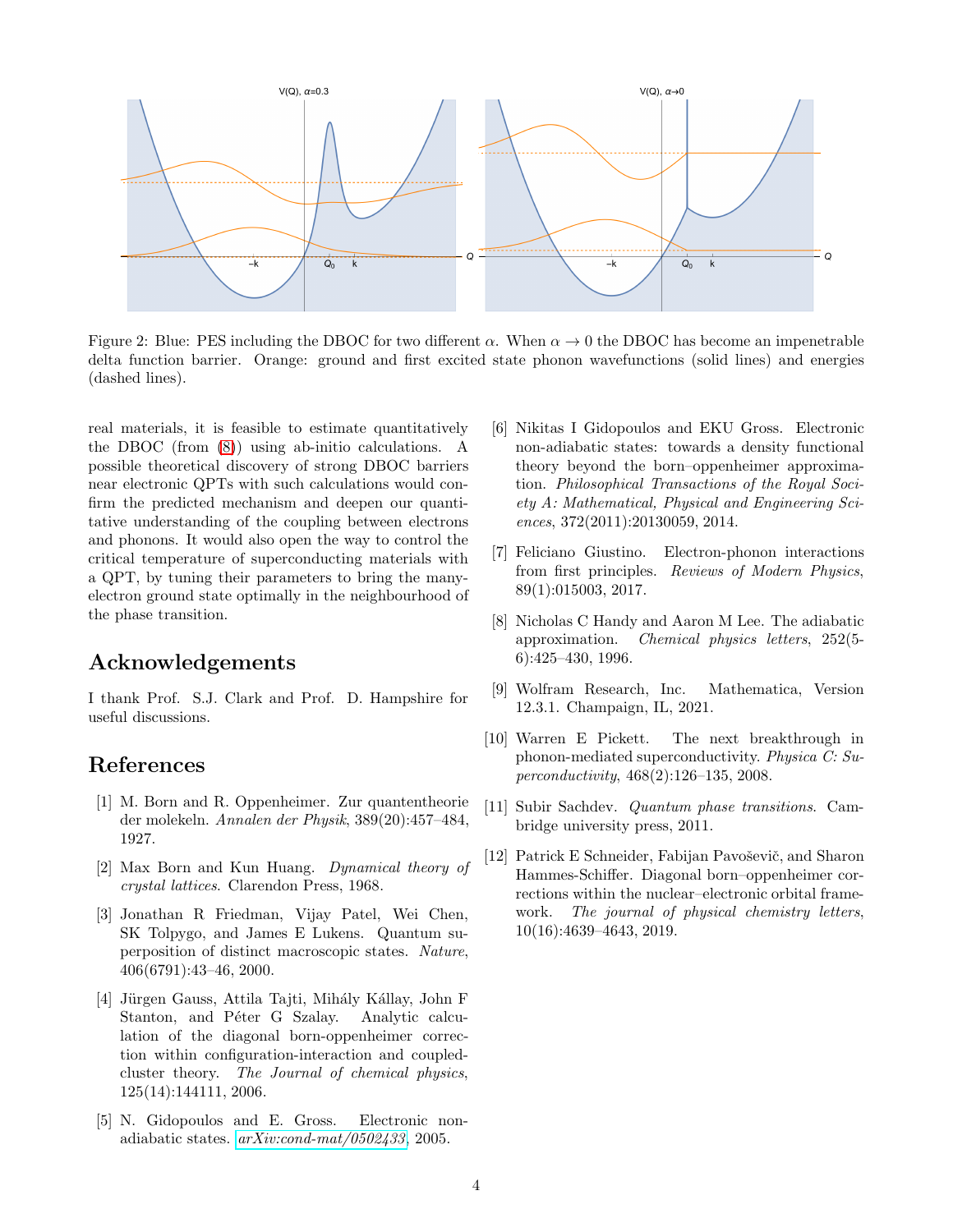V(Q), α=0.3

−k

$Q_0$

k

Q

V(Q), α→0

−k

$Q_0$

k

Q

Figure 2: Blue: PES including the DBOC for two different $\alpha$. When $\alpha \to 0$ the DBOC has become an impenetrable delta function barrier. Orange: ground and first excited state phonon wavefunctions (solid lines) and energies (dashed lines).

real materials, it is feasible to estimate quantitatively the DBOC (from [8]) using ab-initio calculations. A possible theoretical discovery of strong DBOC barriers near electronic QPTs with such calculations would confirm the predicted mechanism and deepen our quantitative understanding of the coupling between electrons and phonons. It would also open the way to control the critical temperature of superconducting materials with a QPT, by tuning their parameters to bring the many-electron ground state optimally in the neighbourhood of the phase transition.

## Acknowledgements

I thank Prof. S.J. Clark and Prof. D. Hampshire for useful discussions.

## References

[1] M. Born and R. Oppenheimer. Zur quantentheorie der molekeln. *Annalen der Physik*, 389(20):457–484, 1927.

[2] Max Born and Kun Huang. *Dynamical theory of crystal lattices*. Clarendon Press, 1968.

[3] Jonathan R Friedman, Vijay Patel, Wei Chen, SK Tolpygo, and James E Lukens. Quantum superposition of distinct macroscopic states. *Nature*, 406(6791):43–46, 2000.

[4] Jürgen Gauss, Attila Tajti, Mihály Kállay, John F Stanton, and Péter G Szalay. Analytic calculation of the diagonal born-oppenheimer correction within configuration-interaction and coupled-cluster theory. *The Journal of chemical physics*, 125(14):144111, 2006.

[5] N. Gidopoulos and E. Gross. Electronic non-adiabatic states. arXiv:cond-mat/0502433, 2005.

[6] Nikitas I Gidopoulos and EKU Gross. Electronic non-adiabatic states: towards a density functional theory beyond the born–oppenheimer approximation. *Philosophical Transactions of the Royal Society A: Mathematical, Physical and Engineering Sciences*, 372(2011):20130059, 2014.

[7] Feliciano Giustino. Electron-phonon interactions from first principles. *Reviews of Modern Physics*, 89(1):015003, 2017.

[8] Nicholas C Handy and Aaron M Lee. The adiabatic approximation. *Chemical physics letters*, 252(5-6):425–430, 1996.

[9] Wolfram Research, Inc. Mathematica, Version 12.3.1. Champaign, IL, 2021.

[10] Warren E Pickett. The next breakthrough in phonon-mediated superconductivity. *Physica C: Superconductivity*, 468(2):126–135, 2008.

[11] Subir Sachdev. *Quantum phase transitions*. Cambridge university press, 2011.

[12] Patrick E Schneider, Fabijan Pavošević, and Sharon Hammes-Schiffer. Diagonal born–oppenheimer corrections within the nuclear–electronic orbital framework. *The journal of physical chemistry letters*, 10(16):4639–4643, 2019.